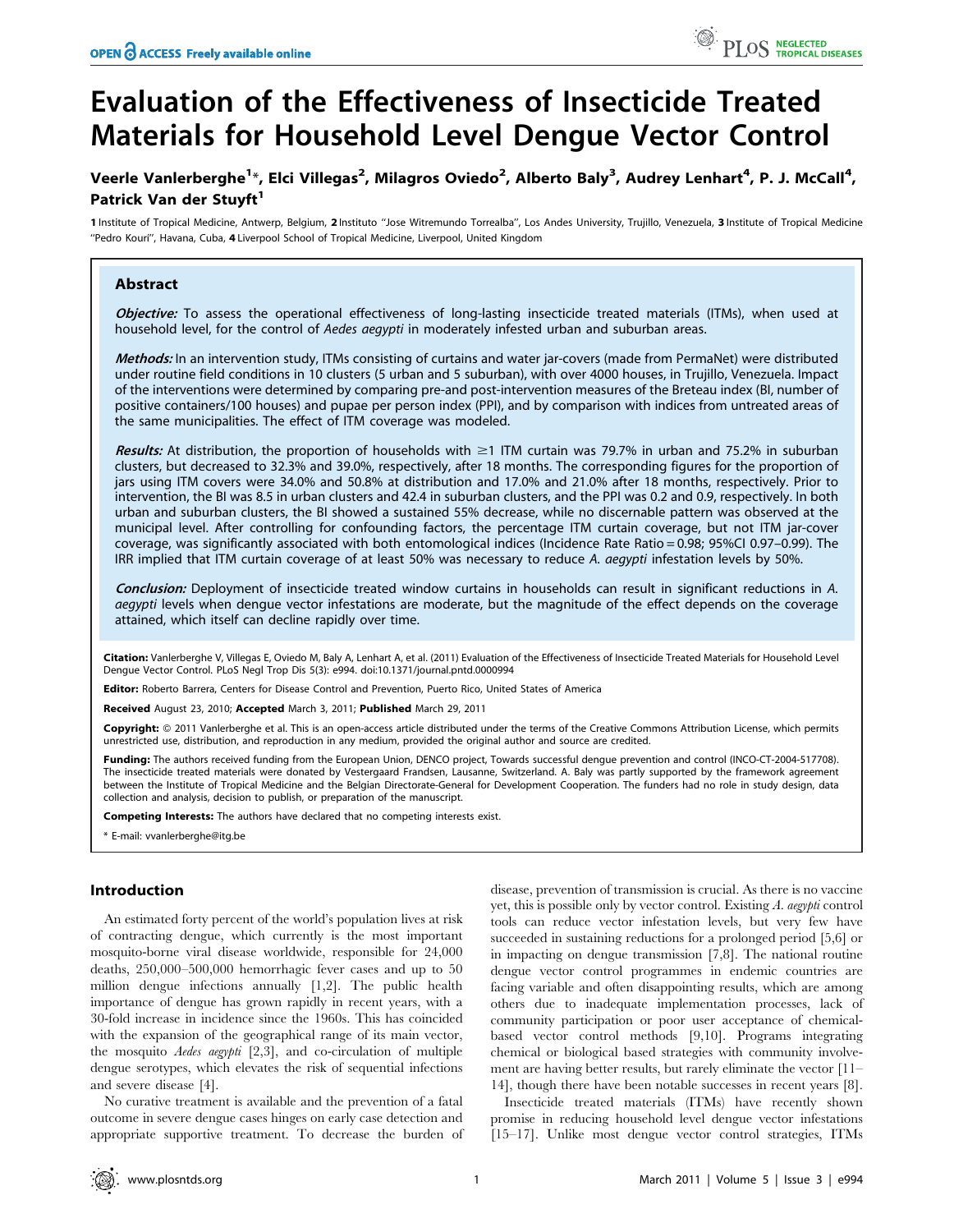# Evaluation of the Effectiveness of Insecticide Treated Materials for Household Level Dengue Vector Control

**Veerle Vanlerberghe[1]\*, Elci Villegas[2], Milagros Oviedo[2], Alberto Baly[3], Audrey Lenhart[4], P. J. McCall[4], Patrick Van der Stuyft[1]**

1 Institute of Tropical Medicine, Antwerp, Belgium, 2 Instituto "Jose Witremundo Torrealba", Los Andes University, Trujillo, Venezuela, 3 Institute of Tropical Medicine "Pedro Kouri", Havana, Cuba, 4 Liverpool School of Tropical Medicine, Liverpool, United Kingdom

## Abstract

*Objective:* To assess the operational effectiveness of long-lasting insecticide treated materials (ITMs), when used at household level, for the control of *Aedes aegypti* in moderately infested urban and suburban areas.

*Methods:* In an intervention study, ITMs consisting of curtains and water jar-covers (made from PermaNet) were distributed under routine field conditions in 10 clusters (5 urban and 5 suburban), with over 4000 houses, in Trujillo, Venezuela. Impact of the interventions were determined by comparing pre-and post-intervention measures of the Breteau index (BI, number of positive containers/100 houses) and pupae per person index (PPI), and by comparison with indices from untreated areas of the same municipalities. The effect of ITM coverage was modeled.

*Results:* At distribution, the proportion of households with ≥1 ITM curtain was 79.7% in urban and 75.2% in suburban clusters, but decreased to 32.3% and 39.0%, respectively, after 18 months. The corresponding figures for the proportion of jars using ITM covers were 34.0% and 50.8% at distribution and 17.0% and 21.0% after 18 months, respectively. Prior to intervention, the BI was 8.5 in urban clusters and 42.4 in suburban clusters, and the PPI was 0.2 and 0.9, respectively. In both urban and suburban clusters, the BI showed a sustained 55% decrease, while no discernable pattern was observed at the municipal level. After controlling for confounding factors, the percentage ITM curtain coverage, but not ITM jar-cover coverage, was significantly associated with both entomological indices (Incidence Rate Ratio = 0.98; 95%CI 0.97–0.99). The IRR implied that ITM curtain coverage of at least 50% was necessary to reduce *A. aegypti* infestation levels by 50%.

*Conclusion:* Deployment of insecticide treated window curtains in households can result in significant reductions in *A. aegypti* levels when dengue vector infestations are moderate, but the magnitude of the effect depends on the coverage attained, which itself can decline rapidly over time.

**Citation:** Vanlerberghe V, Villegas E, Oviedo M, Baly A, Lenhart A, et al. (2011) Evaluation of the Effectiveness of Insecticide Treated Materials for Household Level Dengue Vector Control. PLoS Negl Trop Dis 5(3): e994. doi:10.1371/journal.pntd.0000994

**Editor:** Roberto Barrera, Centers for Disease Control and Prevention, Puerto Rico, United States of America

**Received** August 23, 2010; **Accepted** March 3, 2011; **Published** March 29, 2011

**Copyright:** © 2011 Vanlerberghe et al. This is an open-access article distributed under the terms of the Creative Commons Attribution License, which permits unrestricted use, distribution, and reproduction in any medium, provided the original author and source are credited.

**Funding:** The authors received funding from the European Union, DENCO project, Towards successful dengue prevention and control (INCO-CT-2004-517708). The insecticide treated materials were donated by Vestergaard Frandsen, Lausanne, Switzerland. A. Baly was partly supported by the framework agreement between the Institute of Tropical Medicine and the Belgian Directorate-General for Development Cooperation. The funders had no role in study design, data collection and analysis, decision to publish, or preparation of the manuscript.

**Competing Interests:** The authors have declared that no competing interests exist.

\* E-mail: vvanlerberghe@itg.be

## Introduction

An estimated forty percent of the world's population lives at risk of contracting dengue, which currently is the most important mosquito-borne viral disease worldwide, responsible for 24,000 deaths, 250,000–500,000 hemorrhagic fever cases and up to 50 million dengue infections annually [1,2]. The public health importance of dengue has grown rapidly in recent years, with a 30-fold increase in incidence since the 1960s. This has coincided with the expansion of the geographical range of its main vector, the mosquito *Aedes aegypti* [2,3], and co-circulation of multiple dengue serotypes, which elevates the risk of sequential infections and severe disease [4].

No curative treatment is available and the prevention of a fatal outcome in severe dengue cases hinges on early case detection and appropriate supportive treatment. To decrease the burden of disease, prevention of transmission is crucial. As there is no vaccine yet, this is possible only by vector control. Existing *A. aegypti* control tools can reduce vector infestation levels, but very few have succeeded in sustaining reductions for a prolonged period [5,6] or in impacting on dengue transmission [7,8]. The national routine dengue vector control programmes in endemic countries are facing variable and often disappointing results, which are among others due to inadequate implementation processes, lack of community participation or poor user acceptance of chemical-based vector control methods [9,10]. Programs integrating chemical or biological based strategies with community involvement are having better results, but rarely eliminate the vector [11–14], though there have been notable successes in recent years [8].

Insecticide treated materials (ITMs) have recently shown promise in reducing household level dengue vector infestations [15–17]. Unlike most dengue vector control strategies, ITMs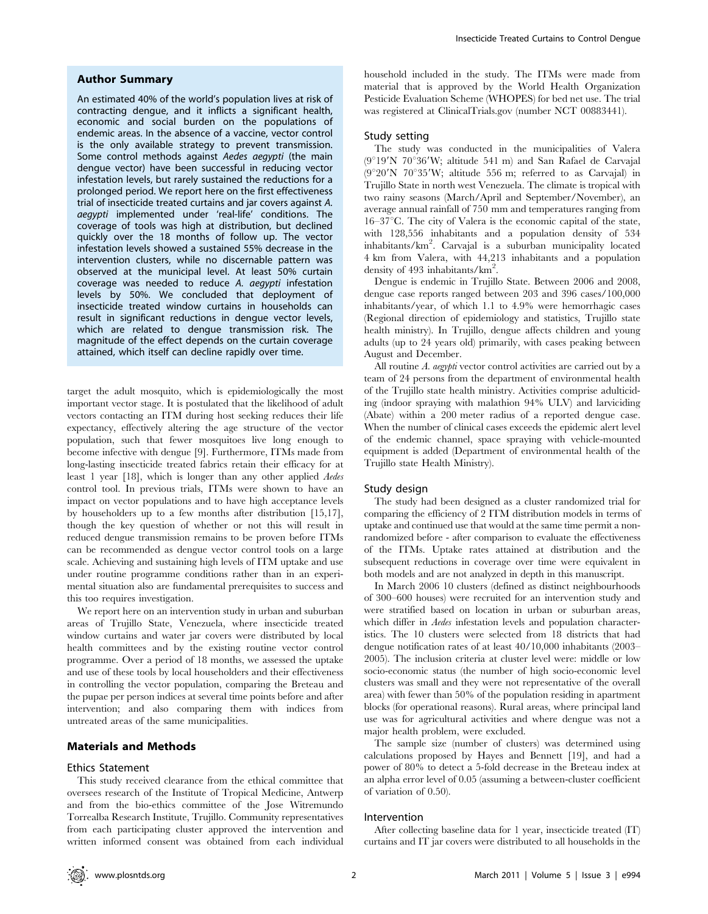## Author Summary

An estimated 40% of the world's population lives at risk of contracting dengue, and it inflicts a significant health, economic and social burden on the populations of endemic areas. In the absence of a vaccine, vector control is the only available strategy to prevent transmission. Some control methods against *Aedes aegypti* (the main dengue vector) have been successful in reducing vector infestation levels, but rarely sustained the reductions for a prolonged period. We report here on the first effectiveness trial of insecticide treated curtains and jar covers against *A. aegypti* implemented under 'real-life' conditions. The coverage of tools was high at distribution, but declined quickly over the 18 months of follow up. The vector infestation levels showed a sustained 55% decrease in the intervention clusters, while no discernable pattern was observed at the municipal level. At least 50% curtain coverage was needed to reduce *A. aegypti* infestation levels by 50%. We concluded that deployment of insecticide treated window curtains in households can result in significant reductions in dengue vector levels, which are related to dengue transmission risk. The magnitude of the effect depends on the curtain coverage attained, which itself can decline rapidly over time.

target the adult mosquito, which is epidemiologically the most important vector stage. It is postulated that the likelihood of adult vectors contacting an ITM during host seeking reduces their life expectancy, effectively altering the age structure of the vector population, such that fewer mosquitoes live long enough to become infective with dengue [9]. Furthermore, ITMs made from long-lasting insecticide treated fabrics retain their efficacy for at least 1 year [18], which is longer than any other applied *Aedes* control tool. In previous trials, ITMs were shown to have an impact on vector populations and to have high acceptance levels by householders up to a few months after distribution [15,17], though the key question of whether or not this will result in reduced dengue transmission remains to be proven before ITMs can be recommended as dengue vector control tools on a large scale. Achieving and sustaining high levels of ITM uptake and use under routine programme conditions rather than in an experimental situation also are fundamental prerequisites to success and this too requires investigation.

We report here on an intervention study in urban and suburban areas of Trujillo State, Venezuela, where insecticide treated window curtains and water jar covers were distributed by local health committees and by the existing routine vector control programme. Over a period of 18 months, we assessed the uptake and use of these tools by local householders and their effectiveness in controlling the vector population, comparing the Breteau and the pupae per person indices at several time points before and after intervention; and also comparing them with indices from untreated areas of the same municipalities.

## Materials and Methods

### Ethics Statement

This study received clearance from the ethical committee that oversees research of the Institute of Tropical Medicine, Antwerp and from the bio-ethics committee of the Jose Witremundo Torrealba Research Institute, Trujillo. Community representatives from each participating cluster approved the intervention and written informed consent was obtained from each individual household included in the study. The ITMs were made from material that is approved by the World Health Organization Pesticide Evaluation Scheme (WHOPES) for bed net use. The trial was registered at ClinicalTrials.gov (number NCT 00883441).

### Study setting

The study was conducted in the municipalities of Valera (9°19′N 70°36′W; altitude 541 m) and San Rafael de Carvajal (9°20′N 70°35′W; altitude 556 m; referred to as Carvajal) in Trujillo State in north west Venezuela. The climate is tropical with two rainy seasons (March/April and September/November), an average annual rainfall of 750 mm and temperatures ranging from 16–37°C. The city of Valera is the economic capital of the state, with 128,556 inhabitants and a population density of 534 inhabitants/km$^2$. Carvajal is a suburban municipality located 4 km from Valera, with 44,213 inhabitants and a population density of 493 inhabitants/km$^2$.

Dengue is endemic in Trujillo State. Between 2006 and 2008, dengue case reports ranged between 203 and 396 cases/100,000 inhabitants/year, of which 1.1 to 4.9% were hemorrhagic cases (Regional direction of epidemiology and statistics, Trujillo state health ministry). In Trujillo, dengue affects children and young adults (up to 24 years old) primarily, with cases peaking between August and December.

All routine *A. aegypti* vector control activities are carried out by a team of 24 persons from the department of environmental health of the Trujillo state health ministry. Activities comprise adulticiding (indoor spraying with malathion 94% ULV) and larviciding (Abate) within a 200 meter radius of a reported dengue case. When the number of clinical cases exceeds the epidemic alert level of the endemic channel, space spraying with vehicle-mounted equipment is added (Department of environmental health of the Trujillo state Health Ministry).

### Study design

The study had been designed as a cluster randomized trial for comparing the efficiency of 2 ITM distribution models in terms of uptake and continued use that would at the same time permit a non-randomized before - after comparison to evaluate the effectiveness of the ITMs. Uptake rates attained at distribution and the subsequent reductions in coverage over time were equivalent in both models and are not analyzed in depth in this manuscript.

In March 2006 10 clusters (defined as distinct neighbourhoods of 300–600 houses) were recruited for an intervention study and were stratified based on location in urban or suburban areas, which differ in *Aedes* infestation levels and population characteristics. The 10 clusters were selected from 18 districts that had dengue notification rates of at least 40/10,000 inhabitants (2003–2005). The inclusion criteria at cluster level were: middle or low socio-economic status (the number of high socio-economic level clusters was small and they were not representative of the overall area) with fewer than 50% of the population residing in apartment blocks (for operational reasons). Rural areas, where principal land use was for agricultural activities and where dengue was not a major health problem, were excluded.

The sample size (number of clusters) was determined using calculations proposed by Hayes and Bennett [19], and had a power of 80% to detect a 5-fold decrease in the Breteau index at an alpha error level of 0.05 (assuming a between-cluster coefficient of variation of 0.50).

### Intervention

After collecting baseline data for 1 year, insecticide treated (IT) curtains and IT jar covers were distributed to all households in the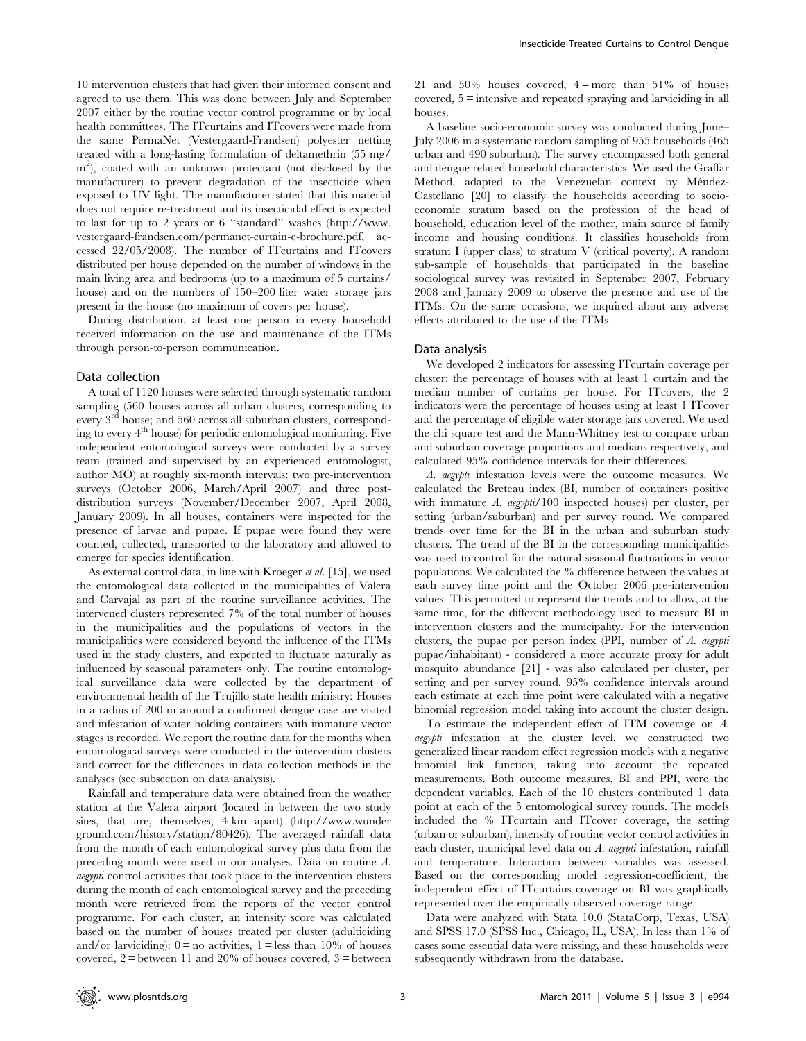10 intervention clusters that had given their informed consent and agreed to use them. This was done between July and September 2007 either by the routine vector control programme or by local health committees. The ITcurtains and ITcovers were made from the same PermaNet (Vestergaard-Frandsen) polyester netting treated with a long-lasting formulation of deltamethrin (55 mg/m$^2$), coated with an unknown protectant (not disclosed by the manufacturer) to prevent degradation of the insecticide when exposed to UV light. The manufacturer stated that this material does not require re-treatment and its insecticidal effect is expected to last for up to 2 years or 6 "standard" washes (http://www.vestergaard-frandsen.com/permanet-curtain-e-brochure.pdf, accessed 22/05/2008). The number of ITcurtains and ITcovers distributed per house depended on the number of windows in the main living area and bedrooms (up to a maximum of 5 curtains/house) and on the numbers of 150–200 liter water storage jars present in the house (no maximum of covers per house).

During distribution, at least one person in every household received information on the use and maintenance of the ITMs through person-to-person communication.

## Data collection

A total of 1120 houses were selected through systematic random sampling (560 houses across all urban clusters, corresponding to every 3$^{rd}$ house; and 560 across all suburban clusters, corresponding to every 4$^{th}$ house) for periodic entomological monitoring. Five independent entomological surveys were conducted by a survey team (trained and supervised by an experienced entomologist, author MO) at roughly six-month intervals: two pre-intervention surveys (October 2006, March/April 2007) and three post-distribution surveys (November/December 2007, April 2008, January 2009). In all houses, containers were inspected for the presence of larvae and pupae. If pupae were found they were counted, collected, transported to the laboratory and allowed to emerge for species identification.

As external control data, in line with Kroeger *et al.* [15], we used the entomological data collected in the municipalities of Valera and Carvajal as part of the routine surveillance activities. The intervened clusters represented 7% of the total number of houses in the municipalities and the populations of vectors in the municipalities were considered beyond the influence of the ITMs used in the study clusters, and expected to fluctuate naturally as influenced by seasonal parameters only. The routine entomological surveillance data were collected by the department of environmental health of the Trujillo state health ministry: Houses in a radius of 200 m around a confirmed dengue case are visited and infestation of water holding containers with immature vector stages is recorded. We report the routine data for the months when entomological surveys were conducted in the intervention clusters and correct for the differences in data collection methods in the analyses (see subsection on data analysis).

Rainfall and temperature data were obtained from the weather station at the Valera airport (located in between the two study sites, that are, themselves, 4 km apart) (http://www.wunderground.com/history/station/80426). The averaged rainfall data from the month of each entomological survey plus data from the preceding month were used in our analyses. Data on routine *A. aegypti* control activities that took place in the intervention clusters during the month of each entomological survey and the preceding month were retrieved from the reports of the vector control programme. For each cluster, an intensity score was calculated based on the number of houses treated per cluster (adulticiding and/or larviciding): 0 = no activities, 1 = less than 10% of houses covered, 2 = between 11 and 20% of houses covered, 3 = between 21 and 50% houses covered, 4 = more than 51% of houses covered, 5 = intensive and repeated spraying and larviciding in all houses.

A baseline socio-economic survey was conducted during June–July 2006 in a systematic random sampling of 955 households (465 urban and 490 suburban). The survey encompassed both general and dengue related household characteristics. We used the Graffar Method, adapted to the Venezuelan context by Méndez-Castellano [20] to classify the households according to socio-economic stratum based on the profession of the head of household, education level of the mother, main source of family income and housing conditions. It classifies households from stratum I (upper class) to stratum V (critical poverty). A random sub-sample of households that participated in the baseline sociological survey was revisited in September 2007, February 2008 and January 2009 to observe the presence and use of the ITMs. On the same occasions, we inquired about any adverse effects attributed to the use of the ITMs.

## Data analysis

We developed 2 indicators for assessing ITcurtain coverage per cluster: the percentage of houses with at least 1 curtain and the median number of curtains per house. For ITcovers, the 2 indicators were the percentage of houses using at least 1 ITcover and the percentage of eligible water storage jars covered. We used the chi square test and the Mann-Whitney test to compare urban and suburban coverage proportions and medians respectively, and calculated 95% confidence intervals for their differences.

*A. aegypti* infestation levels were the outcome measures. We calculated the Breteau index (BI, number of containers positive with immature *A. aegypti*/100 inspected houses) per cluster, per setting (urban/suburban) and per survey round. We compared trends over time for the BI in the urban and suburban study clusters. The trend of the BI in the corresponding municipalities was used to control for the natural seasonal fluctuations in vector populations. We calculated the % difference between the values at each survey time point and the October 2006 pre-intervention values. This permitted to represent the trends and to allow, at the same time, for the different methodology used to measure BI in intervention clusters and the municipality. For the intervention clusters, the pupae per person index (PPI, number of *A. aegypti* pupae/inhabitant) - considered a more accurate proxy for adult mosquito abundance [21] - was also calculated per cluster, per setting and per survey round. 95% confidence intervals around each estimate at each time point were calculated with a negative binomial regression model taking into account the cluster design.

To estimate the independent effect of ITM coverage on *A. aegypti* infestation at the cluster level, we constructed two generalized linear random effect regression models with a negative binomial link function, taking into account the repeated measurements. Both outcome measures, BI and PPI, were the dependent variables. Each of the 10 clusters contributed 1 data point at each of the 5 entomological survey rounds. The models included the % ITcurtain and ITcover coverage, the setting (urban or suburban), intensity of routine vector control activities in each cluster, municipal level data on *A. aegypti* infestation, rainfall and temperature. Interaction between variables was assessed. Based on the corresponding model regression-coefficient, the independent effect of ITcurtains coverage on BI was graphically represented over the empirically observed coverage range.

Data were analyzed with Stata 10.0 (StataCorp, Texas, USA) and SPSS 17.0 (SPSS Inc., Chicago, IL, USA). In less than 1% of cases some essential data were missing, and these households were subsequently withdrawn from the database.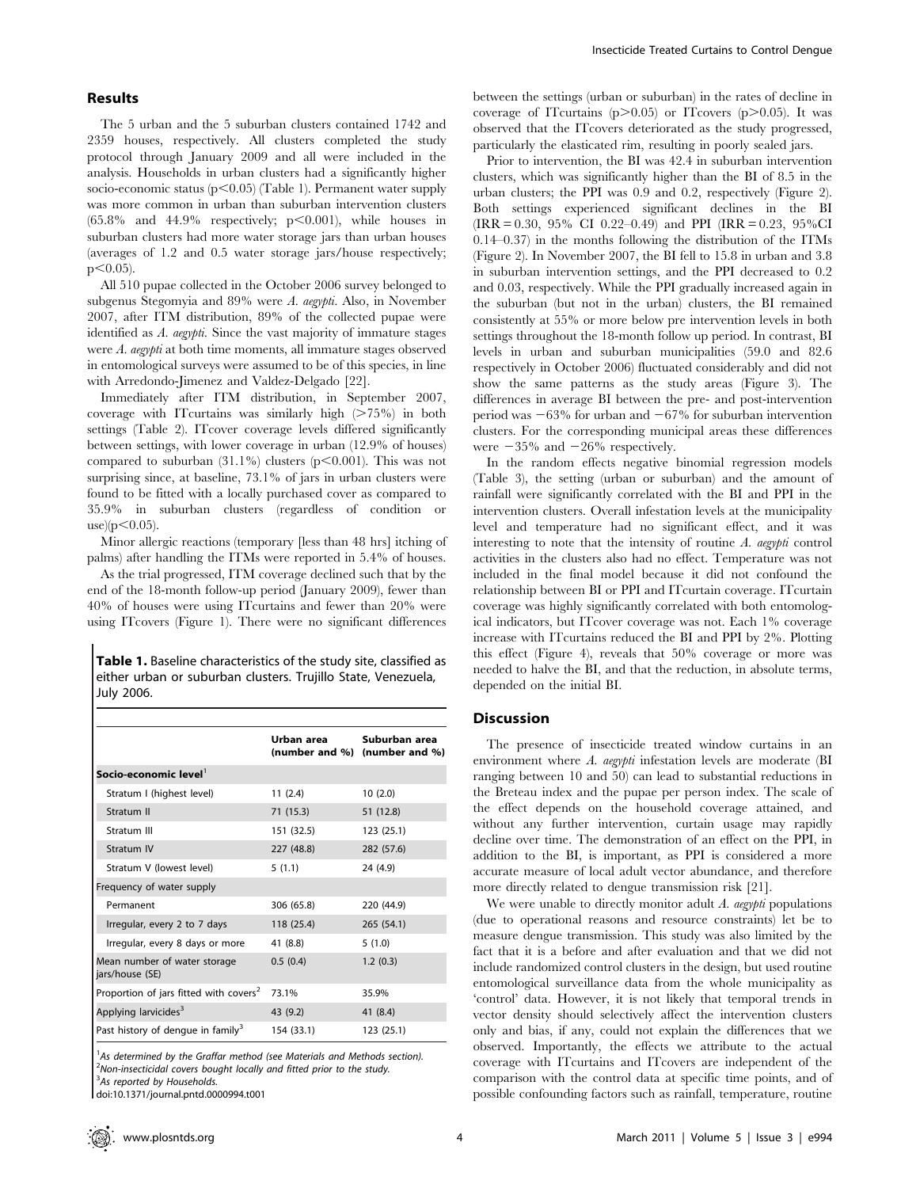## Results

The 5 urban and the 5 suburban clusters contained 1742 and 2359 houses, respectively. All clusters completed the study protocol through January 2009 and all were included in the analysis. Households in urban clusters had a significantly higher socio-economic status ($p<0.05$) (Table 1). Permanent water supply was more common in urban than suburban intervention clusters (65.8% and 44.9% respectively; $p<0.001$), while houses in suburban clusters had more water storage jars than urban houses (averages of 1.2 and 0.5 water storage jars/house respectively; $p<0.05$).

All 510 pupae collected in the October 2006 survey belonged to subgenus Stegomyia and 89% were *A. aegypti*. Also, in November 2007, after ITM distribution, 89% of the collected pupae were identified as *A. aegypti*. Since the vast majority of immature stages were *A. aegypti* at both time moments, all immature stages observed in entomological surveys were assumed to be of this species, in line with Arredondo-Jimenez and Valdez-Delgado [22].

Immediately after ITM distribution, in September 2007, coverage with ITcurtains was similarly high (>75%) in both settings (Table 2). ITcover coverage levels differed significantly between settings, with lower coverage in urban (12.9% of houses) compared to suburban (31.1%) clusters ($p<0.001$). This was not surprising since, at baseline, 73.1% of jars in urban clusters were found to be fitted with a locally purchased cover as compared to 35.9% in suburban clusters (regardless of condition or use)($p<0.05$).

Minor allergic reactions (temporary [less than 48 hrs] itching of palms) after handling the ITMs were reported in 5.4% of houses.

As the trial progressed, ITM coverage declined such that by the end of the 18-month follow-up period (January 2009), fewer than 40% of houses were using ITcurtains and fewer than 20% were using ITcovers (Figure 1). There were no significant differences between the settings (urban or suburban) in the rates of decline in coverage of ITcurtains ($p>0.05$) or ITcovers ($p>0.05$). It was observed that the ITcovers deteriorated as the study progressed, particularly the elasticated rim, resulting in poorly sealed jars.

Prior to intervention, the BI was 42.4 in suburban intervention clusters, which was significantly higher than the BI of 8.5 in the urban clusters; the PPI was 0.9 and 0.2, respectively (Figure 2). Both settings experienced significant declines in the BI (IRR = 0.30, 95% CI 0.22–0.49) and PPI (IRR = 0.23, 95%CI 0.14–0.37) in the months following the distribution of the ITMs (Figure 2). In November 2007, the BI fell to 15.8 in urban and 3.8 in suburban intervention settings, and the PPI decreased to 0.2 and 0.03, respectively. While the PPI gradually increased again in the suburban (but not in the urban) clusters, the BI remained consistently at 55% or more below pre intervention levels in both settings throughout the 18-month follow up period. In contrast, BI levels in urban and suburban municipalities (59.0 and 82.6 respectively in October 2006) fluctuated considerably and did not show the same patterns as the study areas (Figure 3). The differences in average BI between the pre- and post-intervention period was −63% for urban and −67% for suburban intervention clusters. For the corresponding municipal areas these differences were −35% and −26% respectively.

In the random effects negative binomial regression models (Table 3), the setting (urban or suburban) and the amount of rainfall were significantly correlated with the BI and PPI in the intervention clusters. Overall infestation levels at the municipality level and temperature had no significant effect, and it was interesting to note that the intensity of routine *A. aegypti* control activities in the clusters also had no effect. Temperature was not included in the final model because it did not confound the relationship between BI or PPI and ITcurtain coverage. ITcurtain coverage was highly significantly correlated with both entomological indicators, but ITcover coverage was not. Each 1% coverage increase with ITcurtains reduced the BI and PPI by 2%. Plotting this effect (Figure 4), reveals that 50% coverage or more was needed to halve the BI, and that the reduction, in absolute terms, depended on the initial BI.

**Table 1.** Baseline characteristics of the study site, classified as either urban or suburban clusters. Trujillo State, Venezuela, July 2006.

| | Urban area (number and %) | Suburban area (number and %) |
|---|---|---|
| **Socio-economic level**[1] | | |
| Stratum I (highest level) | 11 (2.4) | 10 (2.0) |
| Stratum II | 71 (15.3) | 51 (12.8) |
| Stratum III | 151 (32.5) | 123 (25.1) |
| Stratum IV | 227 (48.8) | 282 (57.6) |
| Stratum V (lowest level) | 5 (1.1) | 24 (4.9) |
| Frequency of water supply | | |
| Permanent | 306 (65.8) | 220 (44.9) |
| Irregular, every 2 to 7 days | 118 (25.4) | 265 (54.1) |
| Irregular, every 8 days or more | 41 (8.8) | 5 (1.0) |
| Mean number of water storage jars/house (SE) | 0.5 (0.4) | 1.2 (0.3) |
| Proportion of jars fitted with covers[2] | 73.1% | 35.9% |
| Applying larvicides[3] | 43 (9.2) | 41 (8.4) |
| Past history of dengue in family[3] | 154 (33.1) | 123 (25.1) |

[1]As determined by the Graffar method (see Materials and Methods section).
[2]Non-insecticidal covers bought locally and fitted prior to the study.
[3]As reported by Households.
doi:10.1371/journal.pntd.0000994.t001

## Discussion

The presence of insecticide treated window curtains in an environment where *A. aegypti* infestation levels are moderate (BI ranging between 10 and 50) can lead to substantial reductions in the Breteau index and the pupae per person index. The scale of the effect depends on the household coverage attained, and without any further intervention, curtain usage may rapidly decline over time. The demonstration of an effect on the PPI, in addition to the BI, is important, as PPI is considered a more accurate measure of local adult vector abundance, and therefore more directly related to dengue transmission risk [21].

We were unable to directly monitor adult *A. aegypti* populations (due to operational reasons and resource constraints) let be to measure dengue transmission. This study was also limited by the fact that it is a before and after evaluation and that we did not include randomized control clusters in the design, but used routine entomological surveillance data from the whole municipality as 'control' data. However, it is not likely that temporal trends in vector density should selectively affect the intervention clusters only and bias, if any, could not explain the differences that we observed. Importantly, the effects we attribute to the actual coverage with ITcurtains and ITcovers are independent of the comparison with the control data at specific time points, and of possible confounding factors such as rainfall, temperature, routine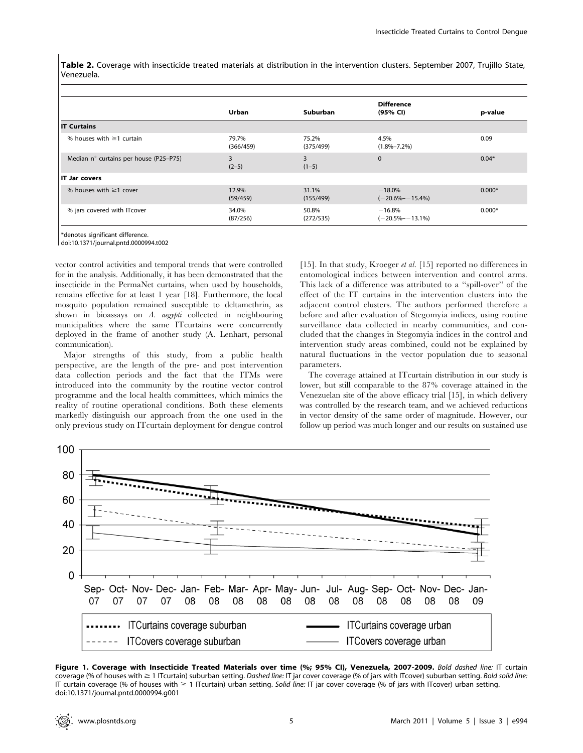**Table 2.** Coverage with insecticide treated materials at distribution in the intervention clusters. September 2007, Trujillo State, Venezuela.

| | Urban | Suburban | Difference (95% CI) | p-value |
|---|---|---|---|---|
| **IT Curtains** | | | | |
| % houses with ≥1 curtain | 79.7% (366/459) | 75.2% (375/499) | 4.5% (1.8%–7.2%) | 0.09 |
| Median n° curtains per house (P25–P75) | 3 (2–5) | 3 (1–5) | 0 | 0.04* |
| **IT Jar covers** | | | | |
| % houses with ≥1 cover | 12.9% (59/459) | 31.1% (155/499) | −18.0% (−20.6%–−15.4%) | 0.000* |
| % jars covered with ITcover | 34.0% (87/256) | 50.8% (272/535) | −16.8% (−20.5%–−13.1%) | 0.000* |

*denotes significant difference.
doi:10.1371/journal.pntd.0000994.t002

vector control activities and temporal trends that were controlled for in the analysis. Additionally, it has been demonstrated that the insecticide in the PermaNet curtains, when used by households, remains effective for at least 1 year [18]. Furthermore, the local mosquito population remained susceptible to deltamethrin, as shown in bioassays on *A. aegypti* collected in neighbouring municipalities where the same ITcurtains were concurrently deployed in the frame of another study (A. Lenhart, personal communication).

Major strengths of this study, from a public health perspective, are the length of the pre- and post intervention data collection periods and the fact that the ITMs were introduced into the community by the routine vector control programme and the local health committees, which mimics the reality of routine operational conditions. Both these elements markedly distinguish our approach from the one used in the only previous study on ITcurtain deployment for dengue control [15]. In that study, Kroeger *et al.* [15] reported no differences in entomological indices between intervention and control arms. This lack of a difference was attributed to a "spill-over" of the effect of the IT curtains in the intervention clusters into the adjacent control clusters. The authors performed therefore a before and after evaluation of Stegomyia indices, using routine surveillance data collected in nearby communities, and concluded that the changes in Stegomyia indices in the control and intervention study areas combined, could not be explained by natural fluctuations in the vector population due to seasonal parameters.

The coverage attained at ITcurtain distribution in our study is lower, but still comparable to the 87% coverage attained in the Venezuelan site of the above efficacy trial [15], in which delivery was controlled by the research team, and we achieved reductions in vector density of the same order of magnitude. However, our follow up period was much longer and our results on sustained use

**Figure 1. Coverage with Insecticide Treated Materials over time (%; 95% CI), Venezuela, 2007-2009.** *Bold dashed line:* IT curtain coverage (% of houses with ≥ 1 ITcurtain) suburban setting. *Dashed line:* IT jar cover coverage (% of jars with ITcover) suburban setting. *Bold solid line:* IT curtain coverage (% of houses with ≥ 1 ITcurtain) urban setting. *Solid line:* IT jar cover coverage (% of jars with ITcover) urban setting.
doi:10.1371/journal.pntd.0000994.g001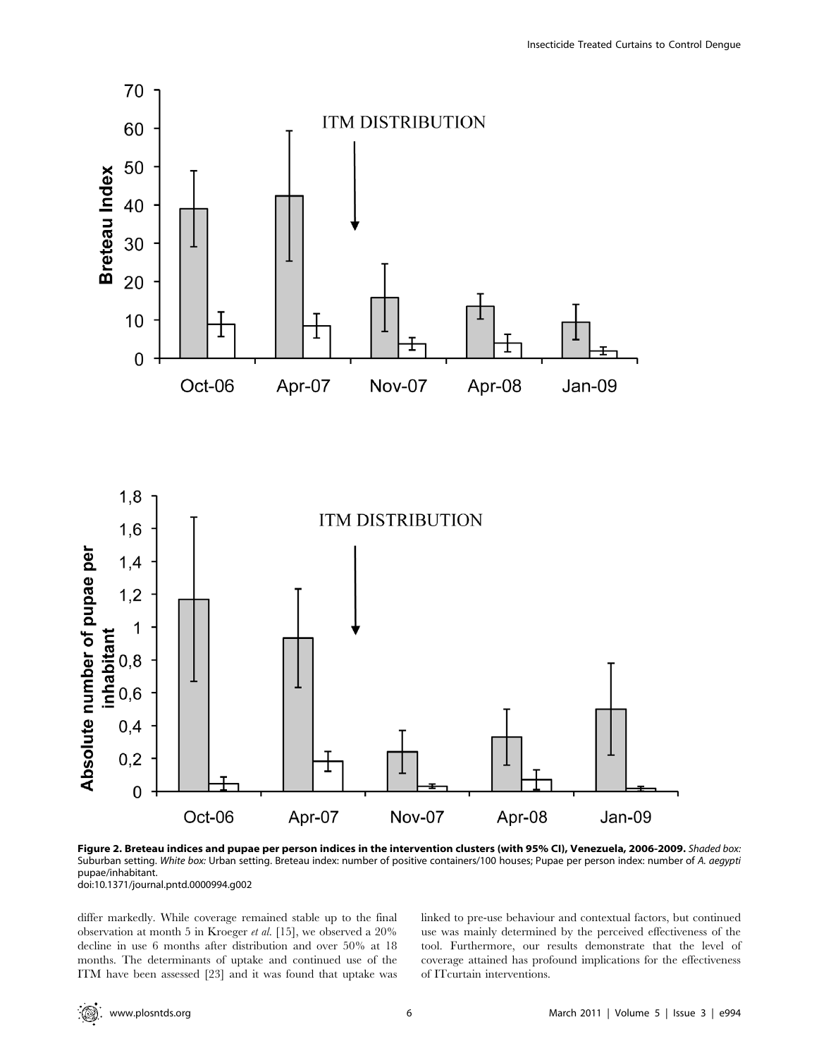**Figure 2. Breteau indices and pupae per person indices in the intervention clusters (with 95% CI), Venezuela, 2006-2009.** *Shaded box:* Suburban setting. *White box:* Urban setting. Breteau index: number of positive containers/100 houses; Pupae per person index: number of *A. aegypti* pupae/inhabitant.
doi:10.1371/journal.pntd.0000994.g002

differ markedly. While coverage remained stable up to the final observation at month 5 in Kroeger *et al.* [15], we observed a 20% decline in use 6 months after distribution and over 50% at 18 months. The determinants of uptake and continued use of the ITM have been assessed [23] and it was found that uptake was linked to pre-use behaviour and contextual factors, but continued use was mainly determined by the perceived effectiveness of the tool. Furthermore, our results demonstrate that the level of coverage attained has profound implications for the effectiveness of ITcurtain interventions.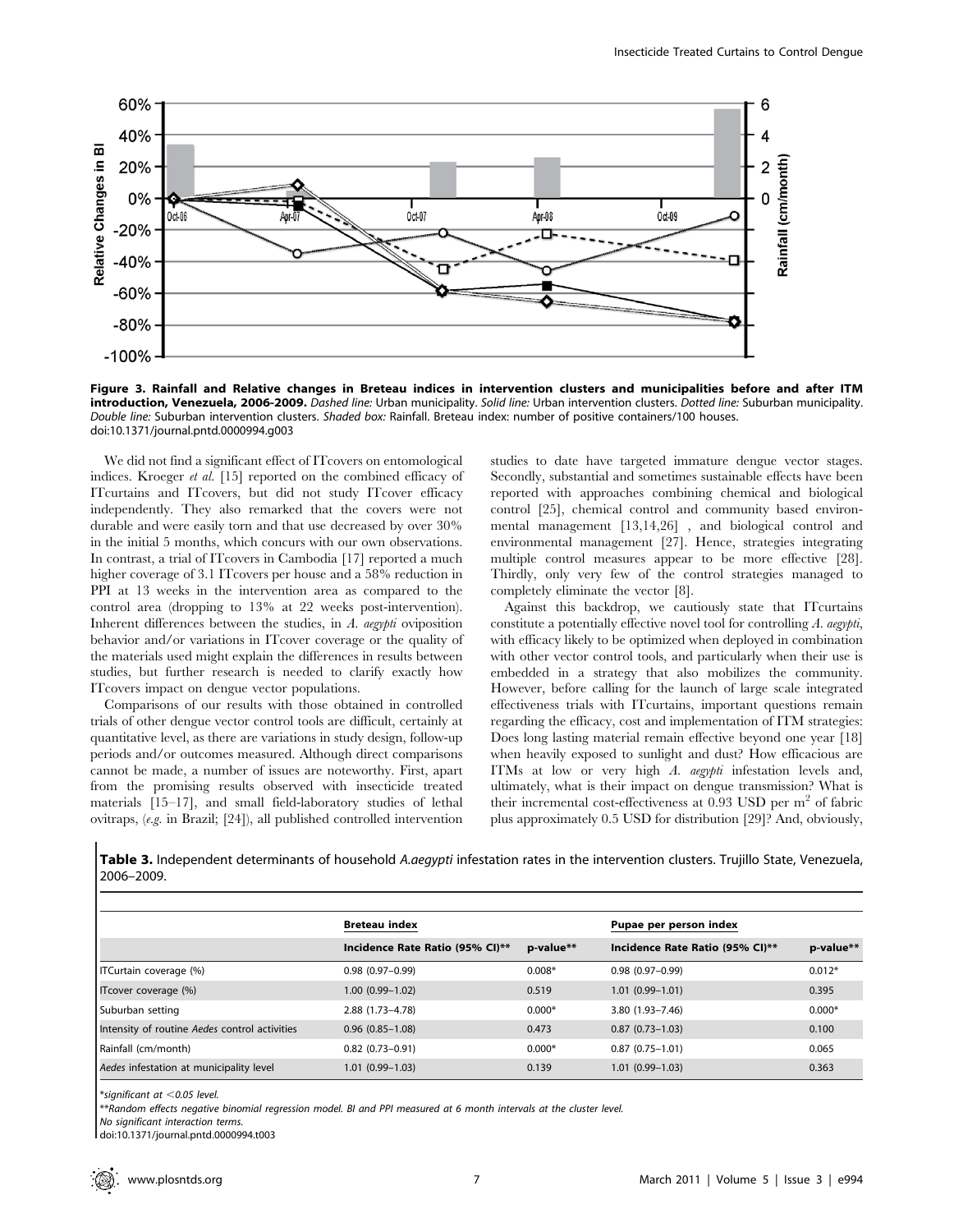**Figure 3. Rainfall and Relative changes in Breteau indices in intervention clusters and municipalities before and after ITM introduction, Venezuela, 2006-2009.** *Dashed line:* Urban municipality. *Solid line:* Urban intervention clusters. *Dotted line:* Suburban municipality. *Double line:* Suburban intervention clusters. *Shaded box:* Rainfall. Breteau index: number of positive containers/100 houses.
doi:10.1371/journal.pntd.0000994.g003

We did not find a significant effect of ITcovers on entomological indices. Kroeger *et al.* [15] reported on the combined efficacy of ITcurtains and ITcovers, but did not study ITcover efficacy independently. They also remarked that the covers were not durable and were easily torn and that use decreased by over 30% in the initial 5 months, which concurs with our own observations. In contrast, a trial of ITcovers in Cambodia [17] reported a much higher coverage of 3.1 ITcovers per house and a 58% reduction in PPI at 13 weeks in the intervention area as compared to the control area (dropping to 13% at 22 weeks post-intervention). Inherent differences between the studies, in *A. aegypti* oviposition behavior and/or variations in ITcover coverage or the quality of the materials used might explain the differences in results between studies, but further research is needed to clarify exactly how ITcovers impact on dengue vector populations.

Comparisons of our results with those obtained in controlled trials of other dengue vector control tools are difficult, certainly at quantitative level, as there are variations in study design, follow-up periods and/or outcomes measured. Although direct comparisons cannot be made, a number of issues are noteworthy. First, apart from the promising results observed with insecticide treated materials [15–17], and small field-laboratory studies of lethal ovitraps, (*e.g.* in Brazil; [24]), all published controlled intervention studies to date have targeted immature dengue vector stages. Secondly, substantial and sometimes sustainable effects have been reported with approaches combining chemical and biological control [25], chemical control and community based environmental management [13,14,26] , and biological control and environmental management [27]. Hence, strategies integrating multiple control measures appear to be more effective [28]. Thirdly, only very few of the control strategies managed to completely eliminate the vector [8].

Against this backdrop, we cautiously state that ITcurtains constitute a potentially effective novel tool for controlling *A. aegypti*, with efficacy likely to be optimized when deployed in combination with other vector control tools, and particularly when their use is embedded in a strategy that also mobilizes the community. However, before calling for the launch of large scale integrated effectiveness trials with ITcurtains, important questions remain regarding the efficacy, cost and implementation of ITM strategies: Does long lasting material remain effective beyond one year [18] when heavily exposed to sunlight and dust? How efficacious are ITMs at low or very high *A. aegypti* infestation levels and, ultimately, what is their impact on dengue transmission? What is their incremental cost-effectiveness at 0.93 USD per $m^2$ of fabric plus approximately 0.5 USD for distribution [29]? And, obviously,

**Table 3.** Independent determinants of household *A.aegypti* infestation rates in the intervention clusters. Trujillo State, Venezuela, 2006–2009.

| | Breteau index | | Pupae per person index | |
|---|---|---|---|---|
| | Incidence Rate Ratio (95% CI)** | p-value** | Incidence Rate Ratio (95% CI)** | p-value** |
| ITCurtain coverage (%) | 0.98 (0.97–0.99) | 0.008* | 0.98 (0.97–0.99) | 0.012* |
| ITcover coverage (%) | 1.00 (0.99–1.02) | 0.519 | 1.01 (0.99–1.01) | 0.395 |
| Suburban setting | 2.88 (1.73–4.78) | 0.000* | 3.80 (1.93–7.46) | 0.000* |
| Intensity of routine *Aedes* control activities | 0.96 (0.85–1.08) | 0.473 | 0.87 (0.73–1.03) | 0.100 |
| Rainfall (cm/month) | 0.82 (0.73–0.91) | 0.000* | 0.87 (0.75–1.01) | 0.065 |
| *Aedes* infestation at municipality level | 1.01 (0.99–1.03) | 0.139 | 1.01 (0.99–1.03) | 0.363 |

*significant at <0.05 level.
**Random effects negative binomial regression model. BI and PPI measured at 6 month intervals at the cluster level.
No significant interaction terms.
doi:10.1371/journal.pntd.0000994.t003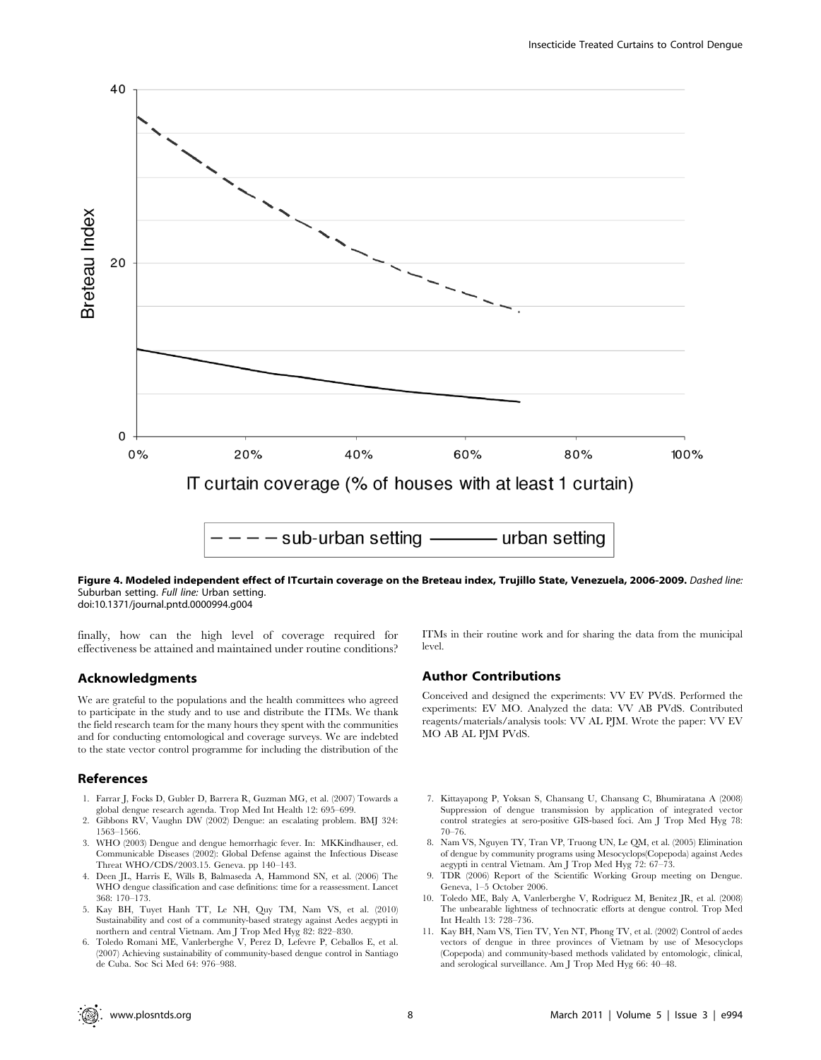**Figure 4. Modeled independent effect of ITcurtain coverage on the Breteau index, Trujillo State, Venezuela, 2006-2009.** *Dashed line:* Suburban setting. *Full line:* Urban setting.
doi:10.1371/journal.pntd.0000994.g004

finally, how can the high level of coverage required for effectiveness be attained and maintained under routine conditions?

## Acknowledgments

We are grateful to the populations and the health committees who agreed to participate in the study and to use and distribute the ITMs. We thank the field research team for the many hours they spent with the communities and for conducting entomological and coverage surveys. We are indebted to the state vector control programme for including the distribution of the ITMs in their routine work and for sharing the data from the municipal level.

## Author Contributions

Conceived and designed the experiments: VV EV PVdS. Performed the experiments: EV MO. Analyzed the data: VV AB PVdS. Contributed reagents/materials/analysis tools: VV AL PJM. Wrote the paper: VV EV MO AB AL PJM PVdS.

## References

1. Farrar J, Focks D, Gubler D, Barrera R, Guzman MG, et al. (2007) Towards a global dengue research agenda. Trop Med Int Health 12: 695–699.
2. Gibbons RV, Vaughn DW (2002) Dengue: an escalating problem. BMJ 324: 1563–1566.
3. WHO (2003) Dengue and dengue hemorrhagic fever. In: MKKindhauser, ed. Communicable Diseases (2002): Global Defense against the Infectious Disease Threat WHO/CDS/2003.15. Geneva. pp 140–143.
4. Deen JL, Harris E, Wills B, Balmaseda A, Hammond SN, et al. (2006) The WHO dengue classification and case definitions: time for a reassessment. Lancet 368: 170–173.
5. Kay BH, Tuyet Hanh TT, Le NH, Quy TM, Nam VS, et al. (2010) Sustainability and cost of a community-based strategy against Aedes aegypti in northern and central Vietnam. Am J Trop Med Hyg 82: 822–830.
6. Toledo Romani ME, Vanlerberghe V, Perez D, Lefevre P, Ceballos E, et al. (2007) Achieving sustainability of community-based dengue control in Santiago de Cuba. Soc Sci Med 64: 976–988.
7. Kittayapong P, Yoksan S, Chansang U, Chansang C, Bhumiratana A (2008) Suppression of dengue transmission by application of integrated vector control strategies at sero-positive GIS-based foci. Am J Trop Med Hyg 78: 70–76.
8. Nam VS, Nguyen TY, Tran VP, Truong UN, Le QM, et al. (2005) Elimination of dengue by community programs using Mesocyclops(Copepoda) against Aedes aegypti in central Vietnam. Am J Trop Med Hyg 72: 67–73.
9. TDR (2006) Report of the Scientific Working Group meeting on Dengue. Geneva, 1–5 October 2006.
10. Toledo ME, Baly A, Vanlerberghe V, Rodriguez M, Benitez JR, et al. (2008) The unbearable lightness of technocratic efforts at dengue control. Trop Med Int Health 13: 728–736.
11. Kay BH, Nam VS, Tien TV, Yen NT, Phong TV, et al. (2002) Control of aedes vectors of dengue in three provinces of Vietnam by use of Mesocyclops (Copepoda) and community-based methods validated by entomologic, clinical, and serological surveillance. Am J Trop Med Hyg 66: 40–48.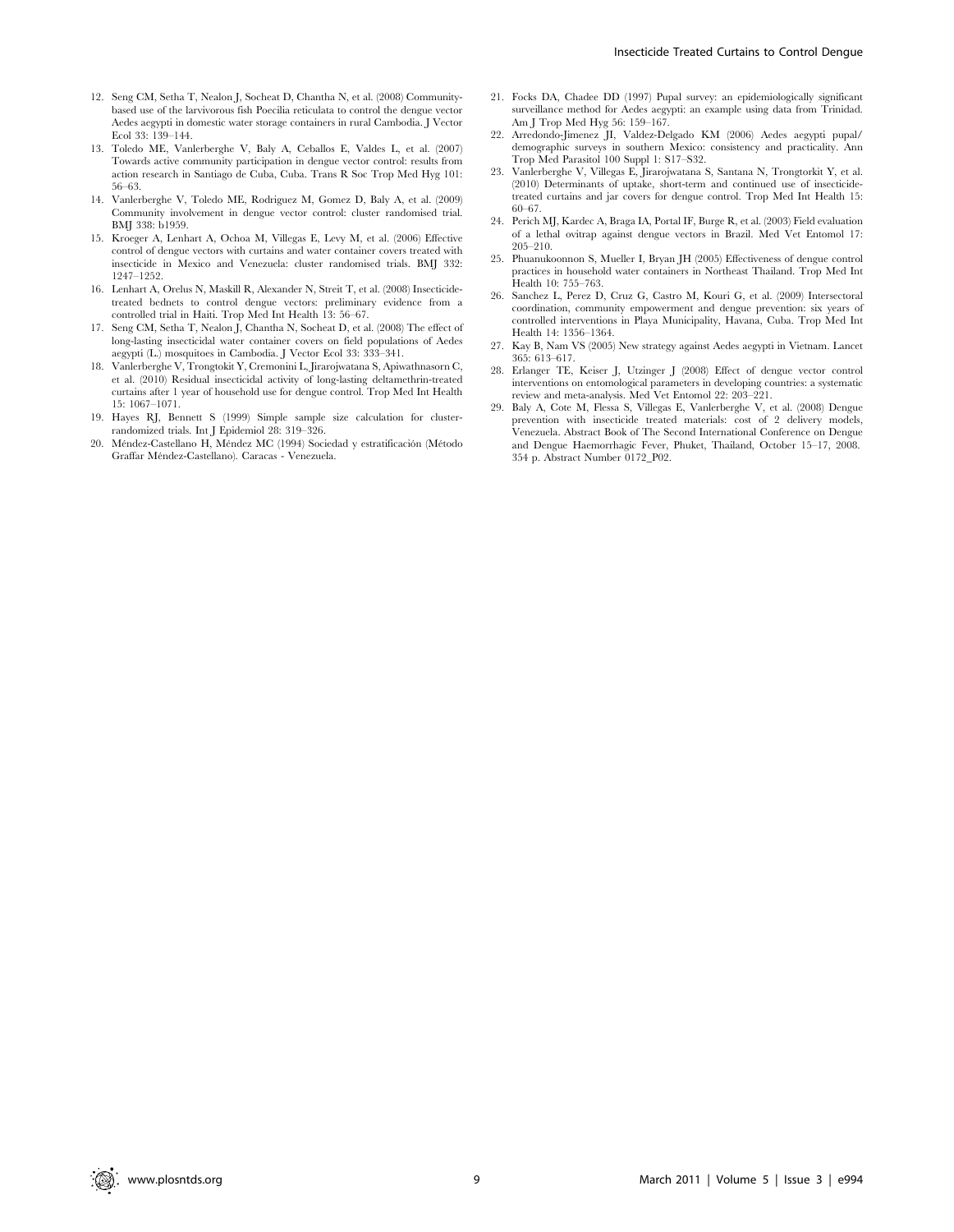12. Seng CM, Setha T, Nealon J, Socheat D, Chantha N, et al. (2008) Community-based use of the larvivorous fish Poecilia reticulata to control the dengue vector Aedes aegypti in domestic water storage containers in rural Cambodia. J Vector Ecol 33: 139–144.
13. Toledo ME, Vanlerberghe V, Baly A, Ceballos E, Valdes L, et al. (2007) Towards active community participation in dengue vector control: results from action research in Santiago de Cuba, Cuba. Trans R Soc Trop Med Hyg 101: 56–63.
14. Vanlerberghe V, Toledo ME, Rodriguez M, Gomez D, Baly A, et al. (2009) Community involvement in dengue vector control: cluster randomised trial. BMJ 338: b1959.
15. Kroeger A, Lenhart A, Ochoa M, Villegas E, Levy M, et al. (2006) Effective control of dengue vectors with curtains and water container covers treated with insecticide in Mexico and Venezuela: cluster randomised trials. BMJ 332: 1247–1252.
16. Lenhart A, Orelus N, Maskill R, Alexander N, Streit T, et al. (2008) Insecticide-treated bednets to control dengue vectors: preliminary evidence from a controlled trial in Haiti. Trop Med Int Health 13: 56–67.
17. Seng CM, Setha T, Nealon J, Chantha N, Socheat D, et al. (2008) The effect of long-lasting insecticidal water container covers on field populations of Aedes aegypti (L.) mosquitoes in Cambodia. J Vector Ecol 33: 333–341.
18. Vanlerberghe V, Trongtokit Y, Cremonini L, Jirarojwatana S, Apiwathnasorn C, et al. (2010) Residual insecticidal activity of long-lasting deltamethrin-treated curtains after 1 year of household use for dengue control. Trop Med Int Health 15: 1067–1071.
19. Hayes RJ, Bennett S (1999) Simple sample size calculation for cluster-randomized trials. Int J Epidemiol 28: 319–326.
20. Méndez-Castellano H, Méndez MC (1994) Sociedad y estratificación (Método Graffar Méndez-Castellano). Caracas - Venezuela.
21. Focks DA, Chadee DD (1997) Pupal survey: an epidemiologically significant surveillance method for Aedes aegypti: an example using data from Trinidad. Am J Trop Med Hyg 56: 159–167.
22. Arredondo-Jimenez JI, Valdez-Delgado KM (2006) Aedes aegypti pupal/demographic surveys in southern Mexico: consistency and practicality. Ann Trop Med Parasitol 100 Suppl 1: S17–S32.
23. Vanlerberghe V, Villegas E, Jirarojwatana S, Santana N, Trongtorkit Y, et al. (2010) Determinants of uptake, short-term and continued use of insecticide-treated curtains and jar covers for dengue control. Trop Med Int Health 15: 60–67.
24. Perich MJ, Kardec A, Braga IA, Portal IF, Burge R, et al. (2003) Field evaluation of a lethal ovitrap against dengue vectors in Brazil. Med Vet Entomol 17: 205–210.
25. Phuanukoonnon S, Mueller I, Bryan JH (2005) Effectiveness of dengue control practices in household water containers in Northeast Thailand. Trop Med Int Health 10: 755–763.
26. Sanchez L, Perez D, Cruz G, Castro M, Kouri G, et al. (2009) Intersectoral coordination, community empowerment and dengue prevention: six years of controlled interventions in Playa Municipality, Havana, Cuba. Trop Med Int Health 14: 1356–1364.
27. Kay B, Nam VS (2005) New strategy against Aedes aegypti in Vietnam. Lancet 365: 613–617.
28. Erlanger TE, Keiser J, Utzinger J (2008) Effect of dengue vector control interventions on entomological parameters in developing countries: a systematic review and meta-analysis. Med Vet Entomol 22: 203–221.
29. Baly A, Cote M, Flessa S, Villegas E, Vanlerberghe V, et al. (2008) Dengue prevention with insecticide treated materials: cost of 2 delivery models, Venezuela. Abstract Book of The Second International Conference on Dengue and Dengue Haemorrhagic Fever, Phuket, Thailand, October 15–17, 2008. 354 p. Abstract Number 0172_P02.